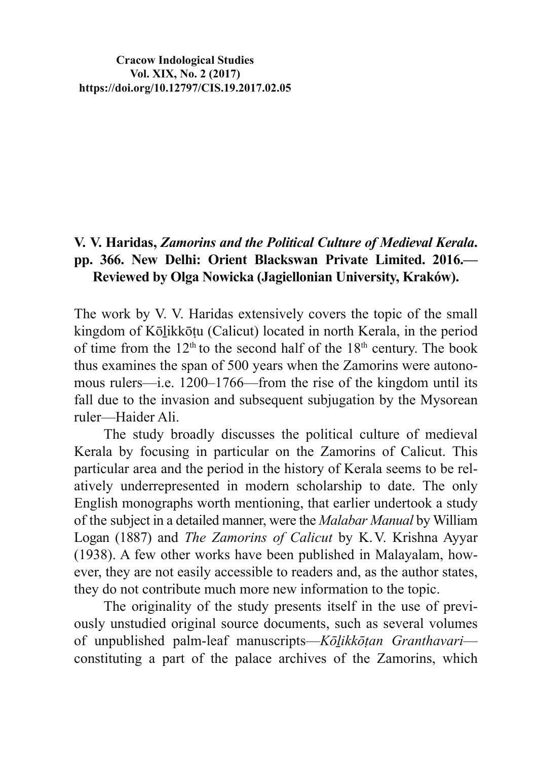**Cracow Indological Studies**
**Vol. XIX, No. 2 (2017)**
**https://doi.org/10.12797/CIS.19.2017.02.05**

# V. V. Haridas, *Zamorins and the Political Culture of Medieval Kerala*. pp. 366. New Delhi: Orient Blackswan Private Limited. 2016.— Reviewed by Olga Nowicka (Jagiellonian University, Kraków).

The work by V. V. Haridas extensively covers the topic of the small kingdom of Kōḻikkōṭu (Calicut) located in north Kerala, in the period of time from the 12th to the second half of the 18th century. The book thus examines the span of 500 years when the Zamorins were autonomous rulers—i.e. 1200–1766—from the rise of the kingdom until its fall due to the invasion and subsequent subjugation by the Mysorean ruler—Haider Ali.

The study broadly discusses the political culture of medieval Kerala by focusing in particular on the Zamorins of Calicut. This particular area and the period in the history of Kerala seems to be relatively underrepresented in modern scholarship to date. The only English monographs worth mentioning, that earlier undertook a study of the subject in a detailed manner, were the *Malabar Manual* by William Logan (1887) and *The Zamorins of Calicut* by K. V. Krishna Ayyar (1938). A few other works have been published in Malayalam, however, they are not easily accessible to readers and, as the author states, they do not contribute much more new information to the topic.

The originality of the study presents itself in the use of previously unstudied original source documents, such as several volumes of unpublished palm-leaf manuscripts—*Kōḻikkōṭan Granthavari*—constituting a part of the palace archives of the Zamorins, which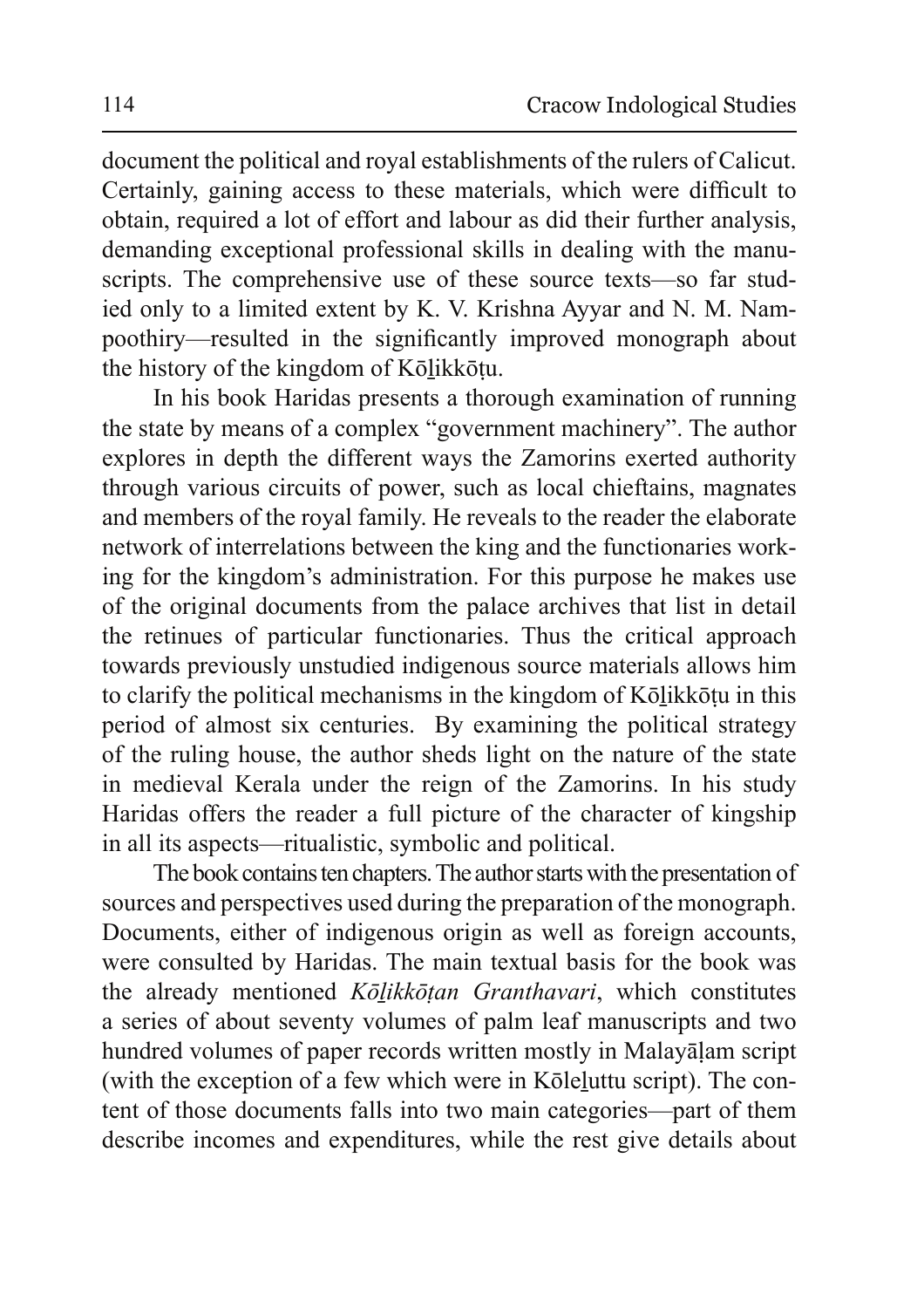document the political and royal establishments of the rulers of Calicut. Certainly, gaining access to these materials, which were difficult to obtain, required a lot of effort and labour as did their further analysis, demanding exceptional professional skills in dealing with the manuscripts. The comprehensive use of these source texts—so far studied only to a limited extent by K. V. Krishna Ayyar and N. M. Nampoothiry—resulted in the significantly improved monograph about the history of the kingdom of Kōḻikkōṭu.

In his book Haridas presents a thorough examination of running the state by means of a complex "government machinery". The author explores in depth the different ways the Zamorins exerted authority through various circuits of power, such as local chieftains, magnates and members of the royal family. He reveals to the reader the elaborate network of interrelations between the king and the functionaries working for the kingdom's administration. For this purpose he makes use of the original documents from the palace archives that list in detail the retinues of particular functionaries. Thus the critical approach towards previously unstudied indigenous source materials allows him to clarify the political mechanisms in the kingdom of Kōḻikkōṭu in this period of almost six centuries. By examining the political strategy of the ruling house, the author sheds light on the nature of the state in medieval Kerala under the reign of the Zamorins. In his study Haridas offers the reader a full picture of the character of kingship in all its aspects—ritualistic, symbolic and political.

The book contains ten chapters. The author starts with the presentation of sources and perspectives used during the preparation of the monograph. Documents, either of indigenous origin as well as foreign accounts, were consulted by Haridas. The main textual basis for the book was the already mentioned *Kōḻikkōṭan Granthavari*, which constitutes a series of about seventy volumes of palm leaf manuscripts and two hundred volumes of paper records written mostly in Malayāḷam script (with the exception of a few which were in Kōleḻuttu script). The content of those documents falls into two main categories—part of them describe incomes and expenditures, while the rest give details about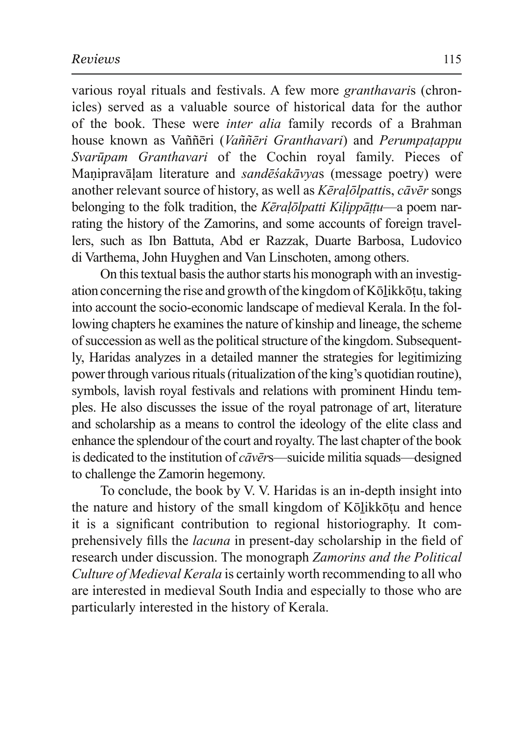various royal rituals and festivals. A few more *granthavari*s (chronicles) served as a valuable source of historical data for the author of the book. These were *inter alia* family records of a Brahman house known as Vaññēri (*Vaññēri Granthavari*) and *Perumpaṭappu Svarūpam Granthavari* of the Cochin royal family. Pieces of Maṇipravāḷam literature and *sandēśakāvya*s (message poetry) were another relevant source of history, as well as *Kēraḷōlpatti*s, *cāvēr* songs belonging to the folk tradition, the *Kēraḷōlpatti Kiḷippāṭṭu*—a poem narrating the history of the Zamorins, and some accounts of foreign travellers, such as Ibn Battuta, Abd er Razzak, Duarte Barbosa, Ludovico di Varthema, John Huyghen and Van Linschoten, among others.

On this textual basis the author starts his monograph with an investigation concerning the rise and growth of the kingdom of Kōḻikkōṭu, taking into account the socio-economic landscape of medieval Kerala. In the following chapters he examines the nature of kinship and lineage, the scheme of succession as well as the political structure of the kingdom. Subsequently, Haridas analyzes in a detailed manner the strategies for legitimizing power through various rituals (ritualization of the king's quotidian routine), symbols, lavish royal festivals and relations with prominent Hindu temples. He also discusses the issue of the royal patronage of art, literature and scholarship as a means to control the ideology of the elite class and enhance the splendour of the court and royalty. The last chapter of the book is dedicated to the institution of *cāvēr*s—suicide militia squads—designed to challenge the Zamorin hegemony.

To conclude, the book by V. V. Haridas is an in-depth insight into the nature and history of the small kingdom of Kōḻikkōṭu and hence it is a significant contribution to regional historiography. It comprehensively fills the *lacuna* in present-day scholarship in the field of research under discussion. The monograph *Zamorins and the Political Culture of Medieval Kerala* is certainly worth recommending to all who are interested in medieval South India and especially to those who are particularly interested in the history of Kerala.